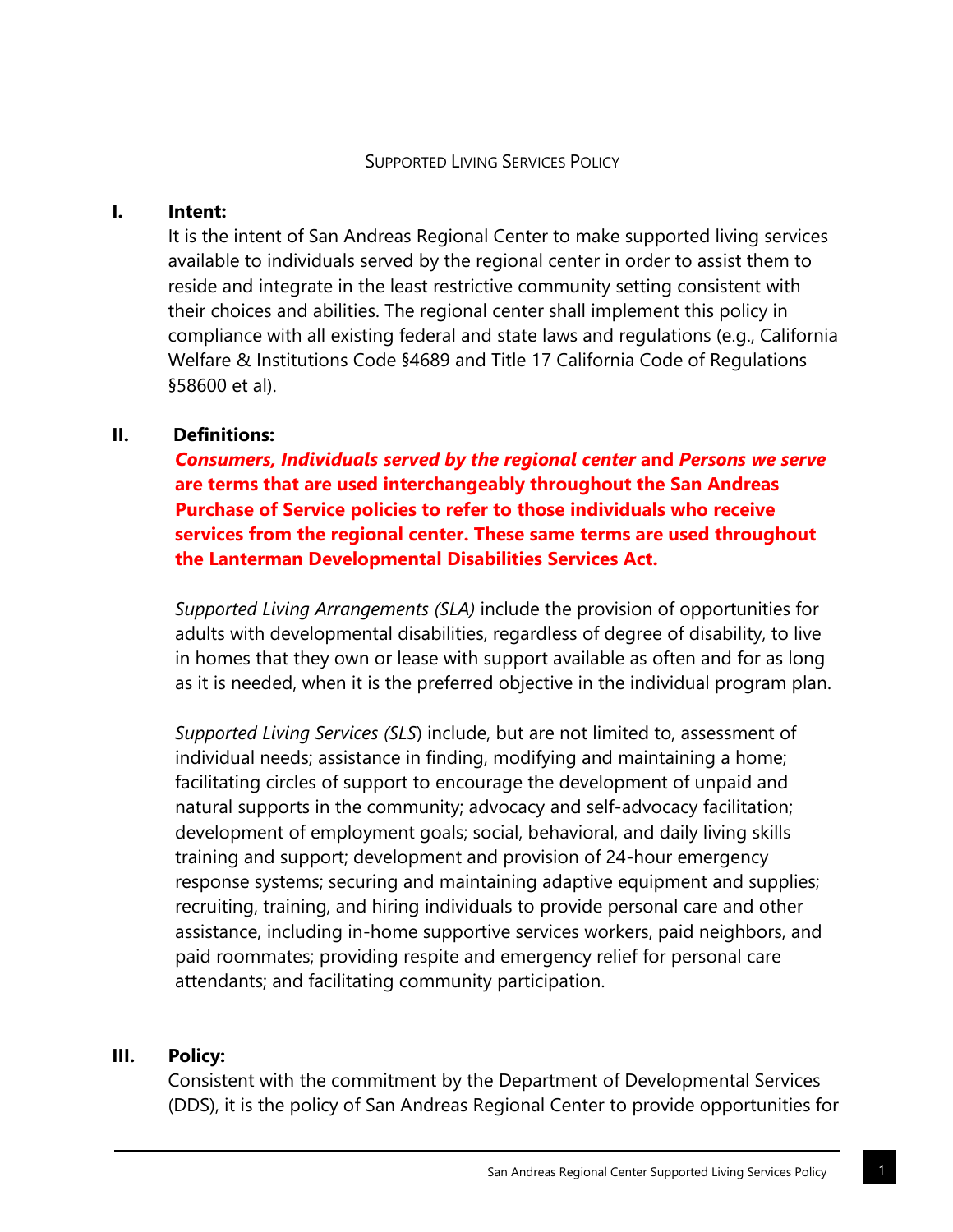# SUPPORTED LIVING SERVICES POLICY

## I. Intent:

It is the intent of San Andreas Regional Center to make supported living services available to individuals served by the regional center in order to assist them to reside and integrate in the least restrictive community setting consistent with their choices and abilities. The regional center shall implement this policy in compliance with all existing federal and state laws and regulations (e.g., California Welfare & Institutions Code §4689 and Title 17 California Code of Regulations §58600 et al).

## II. Definitions:

***Consumers, Individuals served by the regional center* and *Persons we serve* are terms that are used interchangeably throughout the San Andreas Purchase of Service policies to refer to those individuals who receive services from the regional center. These same terms are used throughout the Lanterman Developmental Disabilities Services Act.**

*Supported Living Arrangements (SLA)* include the provision of opportunities for adults with developmental disabilities, regardless of degree of disability, to live in homes that they own or lease with support available as often and for as long as it is needed, when it is the preferred objective in the individual program plan.

*Supported Living Services (SLS*) include, but are not limited to, assessment of individual needs; assistance in finding, modifying and maintaining a home; facilitating circles of support to encourage the development of unpaid and natural supports in the community; advocacy and self-advocacy facilitation; development of employment goals; social, behavioral, and daily living skills training and support; development and provision of 24-hour emergency response systems; securing and maintaining adaptive equipment and supplies; recruiting, training, and hiring individuals to provide personal care and other assistance, including in-home supportive services workers, paid neighbors, and paid roommates; providing respite and emergency relief for personal care attendants; and facilitating community participation.

## III. Policy:

Consistent with the commitment by the Department of Developmental Services (DDS), it is the policy of San Andreas Regional Center to provide opportunities for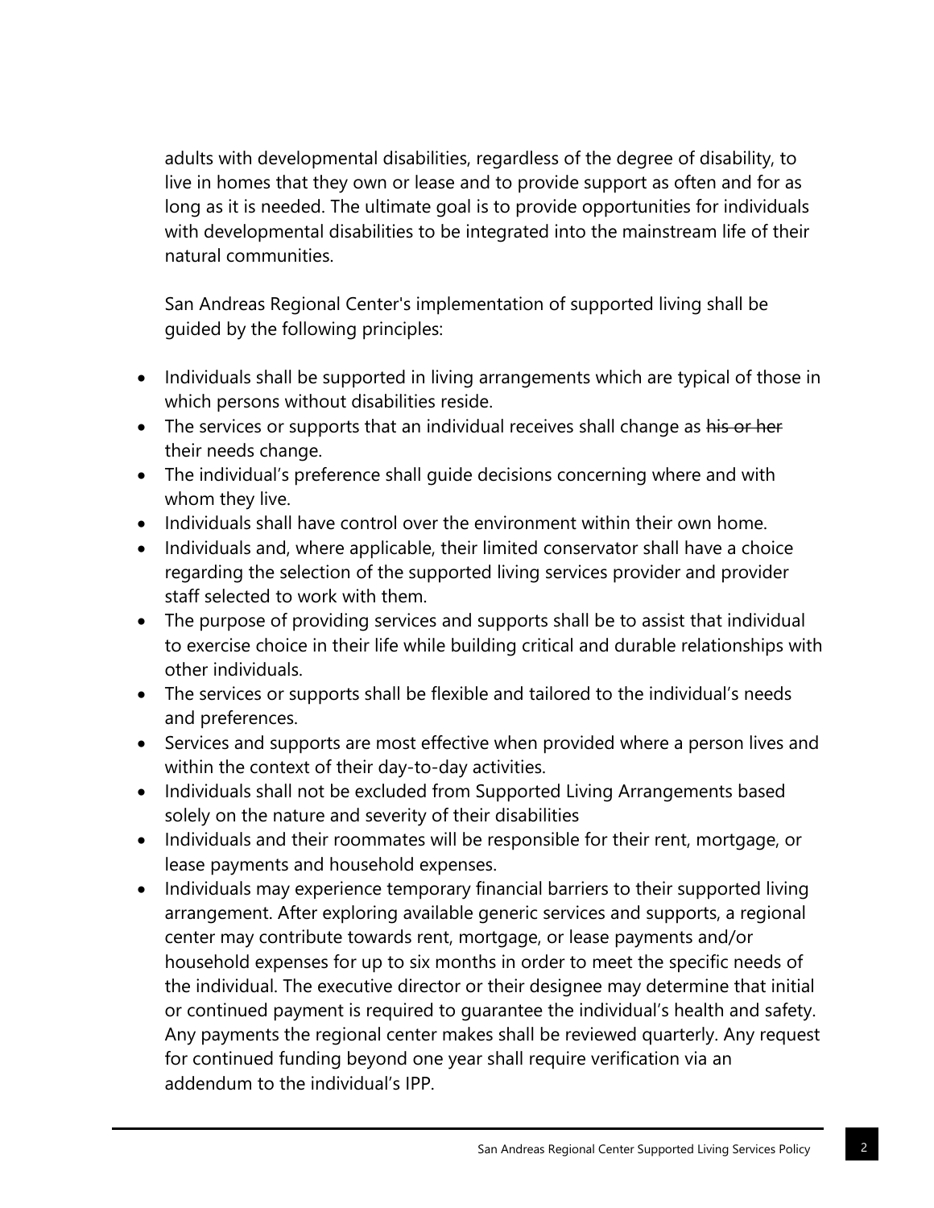adults with developmental disabilities, regardless of the degree of disability, to live in homes that they own or lease and to provide support as often and for as long as it is needed. The ultimate goal is to provide opportunities for individuals with developmental disabilities to be integrated into the mainstream life of their natural communities.

San Andreas Regional Center's implementation of supported living shall be guided by the following principles:

- Individuals shall be supported in living arrangements which are typical of those in which persons without disabilities reside.
- The services or supports that an individual receives shall change as ~~his or her~~ their needs change.
- The individual's preference shall guide decisions concerning where and with whom they live.
- Individuals shall have control over the environment within their own home.
- Individuals and, where applicable, their limited conservator shall have a choice regarding the selection of the supported living services provider and provider staff selected to work with them.
- The purpose of providing services and supports shall be to assist that individual to exercise choice in their life while building critical and durable relationships with other individuals.
- The services or supports shall be flexible and tailored to the individual's needs and preferences.
- Services and supports are most effective when provided where a person lives and within the context of their day-to-day activities.
- Individuals shall not be excluded from Supported Living Arrangements based solely on the nature and severity of their disabilities
- Individuals and their roommates will be responsible for their rent, mortgage, or lease payments and household expenses.
- Individuals may experience temporary financial barriers to their supported living arrangement. After exploring available generic services and supports, a regional center may contribute towards rent, mortgage, or lease payments and/or household expenses for up to six months in order to meet the specific needs of the individual. The executive director or their designee may determine that initial or continued payment is required to guarantee the individual's health and safety. Any payments the regional center makes shall be reviewed quarterly. Any request for continued funding beyond one year shall require verification via an addendum to the individual's IPP.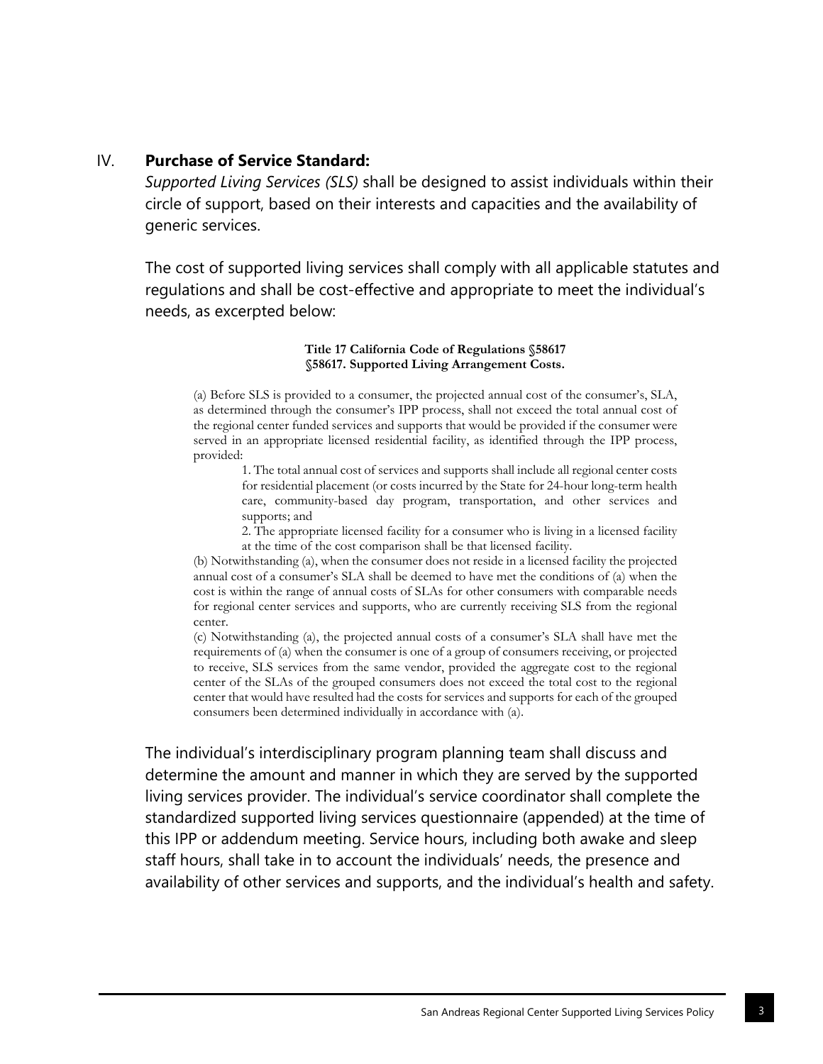## IV. **Purchase of Service Standard:**

*Supported Living Services (SLS)* shall be designed to assist individuals within their circle of support, based on their interests and capacities and the availability of generic services.

The cost of supported living services shall comply with all applicable statutes and regulations and shall be cost-effective and appropriate to meet the individual's needs, as excerpted below:

**Title 17 California Code of Regulations §58617**
**§58617. Supported Living Arrangement Costs.**

(a) Before SLS is provided to a consumer, the projected annual cost of the consumer's, SLA, as determined through the consumer's IPP process, shall not exceed the total annual cost of the regional center funded services and supports that would be provided if the consumer were served in an appropriate licensed residential facility, as identified through the IPP process, provided:

1. The total annual cost of services and supports shall include all regional center costs for residential placement (or costs incurred by the State for 24-hour long-term health care, community-based day program, transportation, and other services and supports; and
2. The appropriate licensed facility for a consumer who is living in a licensed facility at the time of the cost comparison shall be that licensed facility.

(b) Notwithstanding (a), when the consumer does not reside in a licensed facility the projected annual cost of a consumer's SLA shall be deemed to have met the conditions of (a) when the cost is within the range of annual costs of SLAs for other consumers with comparable needs for regional center services and supports, who are currently receiving SLS from the regional center.

(c) Notwithstanding (a), the projected annual costs of a consumer's SLA shall have met the requirements of (a) when the consumer is one of a group of consumers receiving, or projected to receive, SLS services from the same vendor, provided the aggregate cost to the regional center of the SLAs of the grouped consumers does not exceed the total cost to the regional center that would have resulted had the costs for services and supports for each of the grouped consumers been determined individually in accordance with (a).

The individual's interdisciplinary program planning team shall discuss and determine the amount and manner in which they are served by the supported living services provider. The individual's service coordinator shall complete the standardized supported living services questionnaire (appended) at the time of this IPP or addendum meeting. Service hours, including both awake and sleep staff hours, shall take in to account the individuals' needs, the presence and availability of other services and supports, and the individual's health and safety.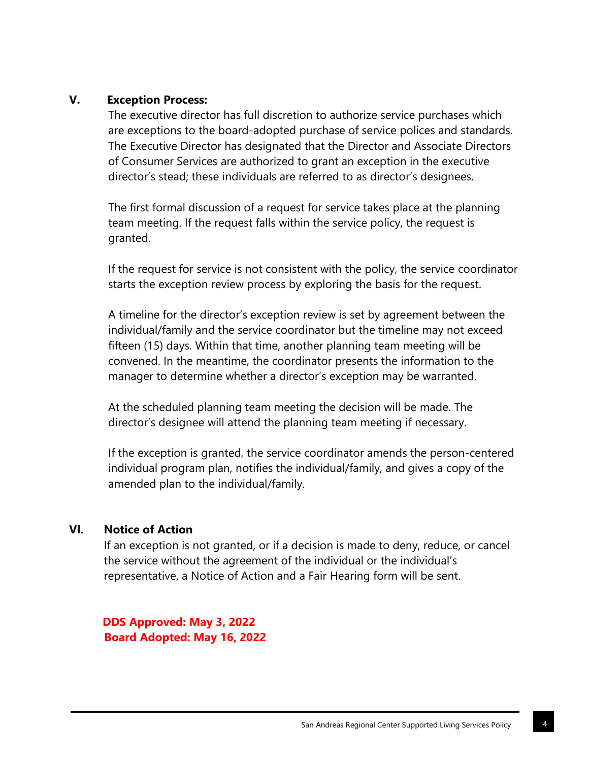## V. Exception Process:

The executive director has full discretion to authorize service purchases which are exceptions to the board-adopted purchase of service polices and standards. The Executive Director has designated that the Director and Associate Directors of Consumer Services are authorized to grant an exception in the executive director's stead; these individuals are referred to as director's designees.

The first formal discussion of a request for service takes place at the planning team meeting. If the request falls within the service policy, the request is granted.

If the request for service is not consistent with the policy, the service coordinator starts the exception review process by exploring the basis for the request.

A timeline for the director's exception review is set by agreement between the individual/family and the service coordinator but the timeline may not exceed fifteen (15) days. Within that time, another planning team meeting will be convened. In the meantime, the coordinator presents the information to the manager to determine whether a director's exception may be warranted.

At the scheduled planning team meeting the decision will be made. The director's designee will attend the planning team meeting if necessary.

If the exception is granted, the service coordinator amends the person-centered individual program plan, notifies the individual/family, and gives a copy of the amended plan to the individual/family.

## VI. Notice of Action

If an exception is not granted, or if a decision is made to deny, reduce, or cancel the service without the agreement of the individual or the individual's representative, a Notice of Action and a Fair Hearing form will be sent.

**DDS Approved: May 3, 2022**
**Board Adopted: May 16, 2022**